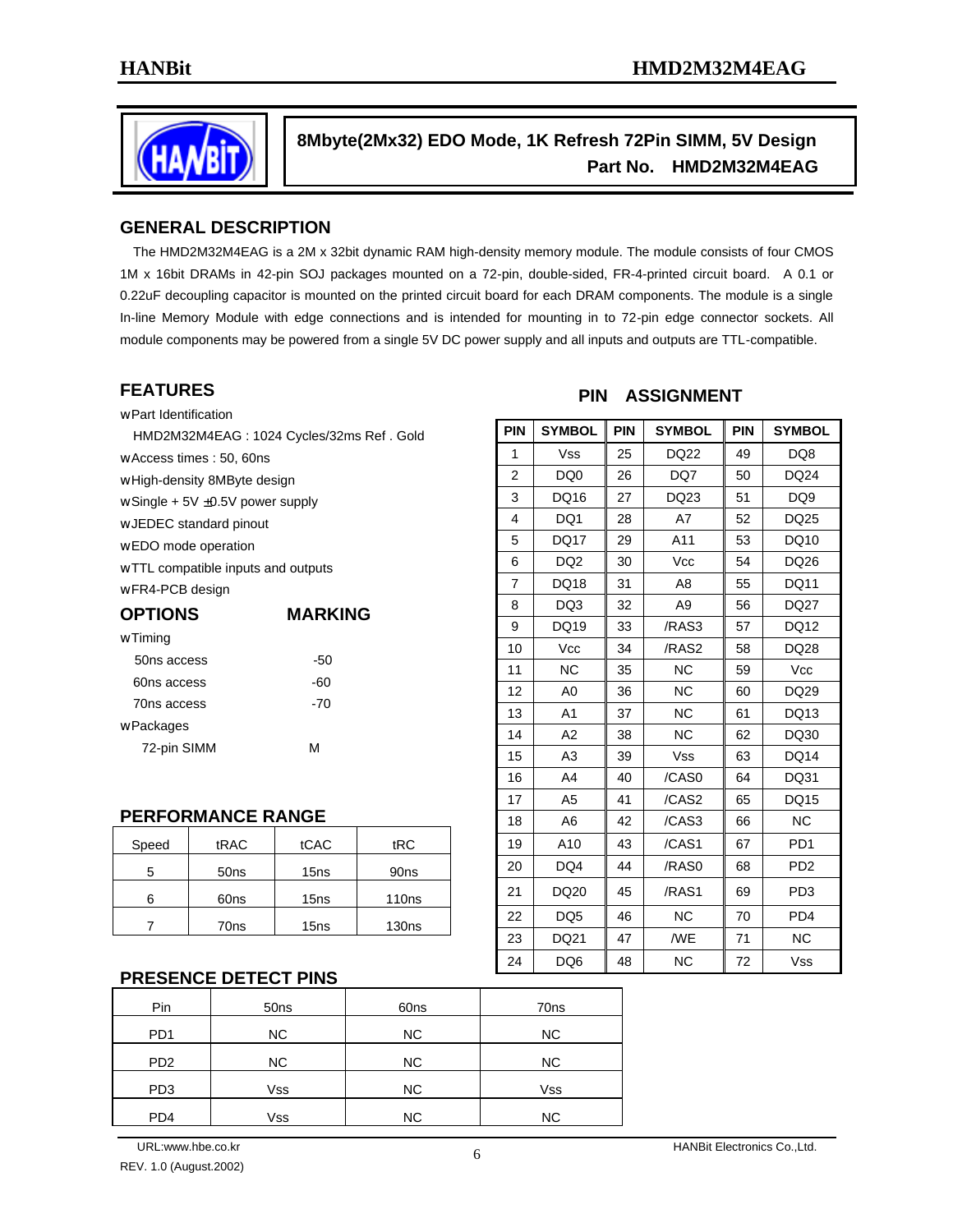# 8Mbyte(2Mx32) EDO Mode, 1K Refresh 72Pin SIMM, 5V Design

**Part No. HMD2M32M4EAG**

## GENERAL DESCRIPTION

The HMD2M32M4EAG is a 2M x 32bit dynamic RAM high-density memory module. The module consists of four CMOS 1M x 16bit DRAMs in 42-pin SOJ packages mounted on a 72-pin, double-sided, FR-4-printed circuit board. A 0.1 or 0.22uF decoupling capacitor is mounted on the printed circuit board for each DRAM components. The module is a single In-line Memory Module with edge connections and is intended for mounting in to 72-pin edge connector sockets. All module components may be powered from a single 5V DC power supply and all inputs and outputs are TTL-compatible.

## FEATURES

- Part Identification
  HMD2M32M4EAG : 1024 Cycles/32ms Ref . Gold
- Access times : 50, 60ns
- High-density 8MByte design
- Single + 5V ±0.5V power supply
- JEDEC standard pinout
- EDO mode operation
- TTL compatible inputs and outputs
- FR4-PCB design

| OPTIONS | MARKING |
|---|---|
| Timing | |
| 50ns access | -50 |
| 60ns access | -60 |
| 70ns access | -70 |
| Packages | |
| 72-pin SIMM | M |

## PERFORMANCE RANGE

| Speed | tRAC | tCAC | tRC |
|---|---|---|---|
| 5 | 50ns | 15ns | 90ns |
| 6 | 60ns | 15ns | 110ns |
| 7 | 70ns | 15ns | 130ns |

## PRESENCE DETECT PINS

| Pin | 50ns | 60ns | 70ns |
|---|---|---|---|
| PD1 | NC | NC | NC |
| PD2 | NC | NC | NC |
| PD3 | Vss | NC | Vss |
| PD4 | Vss | NC | NC |

## PIN ASSIGNMENT

| PIN | SYMBOL | PIN | SYMBOL | PIN | SYMBOL |
|---|---|---|---|---|---|
| 1 | Vss | 25 | DQ22 | 49 | DQ8 |
| 2 | DQ0 | 26 | DQ7 | 50 | DQ24 |
| 3 | DQ16 | 27 | DQ23 | 51 | DQ9 |
| 4 | DQ1 | 28 | A7 | 52 | DQ25 |
| 5 | DQ17 | 29 | A11 | 53 | DQ10 |
| 6 | DQ2 | 30 | Vcc | 54 | DQ26 |
| 7 | DQ18 | 31 | A8 | 55 | DQ11 |
| 8 | DQ3 | 32 | A9 | 56 | DQ27 |
| 9 | DQ19 | 33 | /RAS3 | 57 | DQ12 |
| 10 | Vcc | 34 | /RAS2 | 58 | DQ28 |
| 11 | NC | 35 | NC | 59 | Vcc |
| 12 | A0 | 36 | NC | 60 | DQ29 |
| 13 | A1 | 37 | NC | 61 | DQ13 |
| 14 | A2 | 38 | NC | 62 | DQ30 |
| 15 | A3 | 39 | Vss | 63 | DQ14 |
| 16 | A4 | 40 | /CAS0 | 64 | DQ31 |
| 17 | A5 | 41 | /CAS2 | 65 | DQ15 |
| 18 | A6 | 42 | /CAS3 | 66 | NC |
| 19 | A10 | 43 | /CAS1 | 67 | PD1 |
| 20 | DQ4 | 44 | /RAS0 | 68 | PD2 |
| 21 | DQ20 | 45 | /RAS1 | 69 | PD3 |
| 22 | DQ5 | 46 | NC | 70 | PD4 |
| 23 | DQ21 | 47 | /WE | 71 | NC |
| 24 | DQ6 | 48 | NC | 72 | Vss |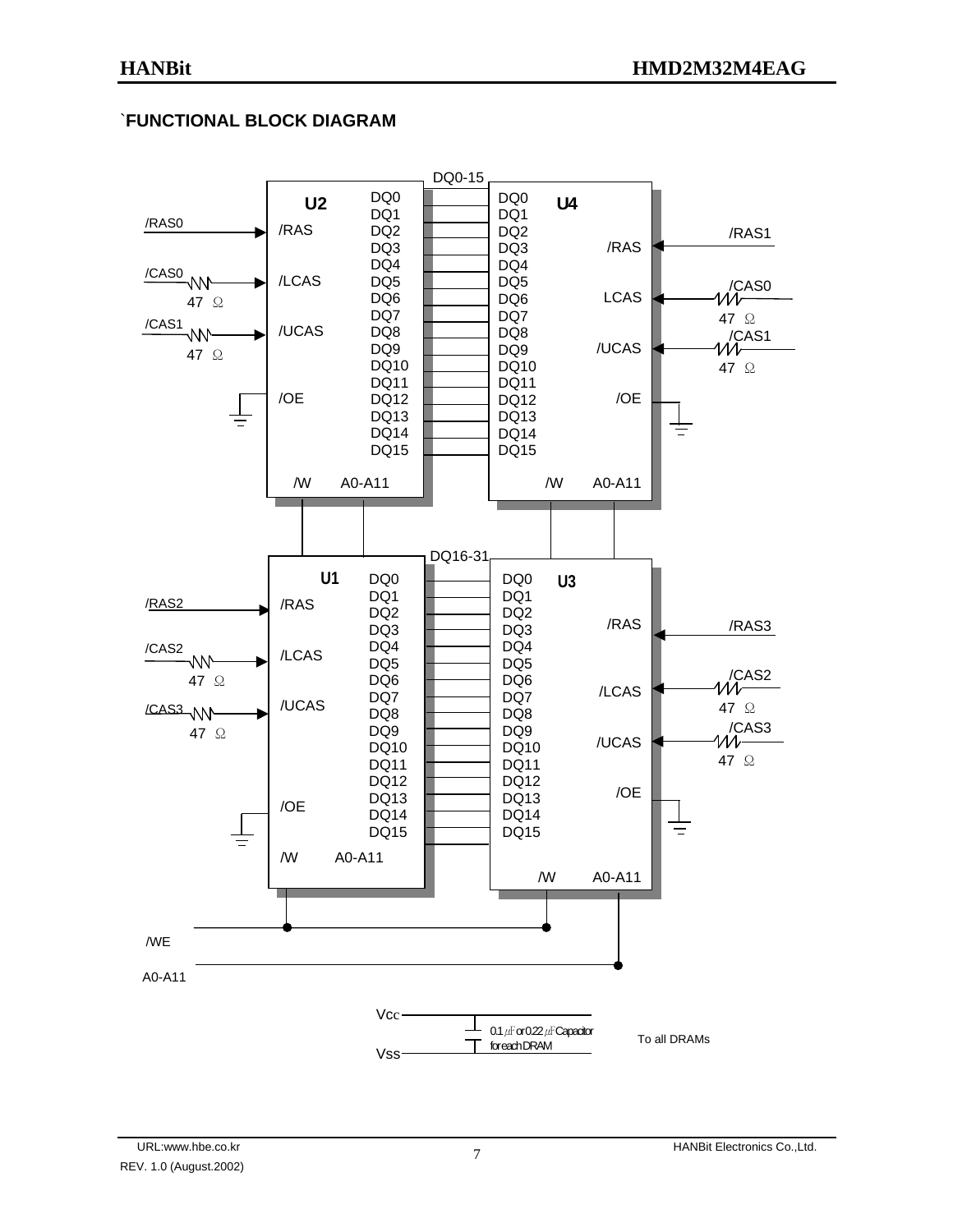## `FUNCTIONAL BLOCK DIAGRAM

DQ0-15

**U2**

/RAS0 → /RAS
/CAS0 → 47 Ω → /LCAS
/CAS1 → 47 Ω → /UCAS
/OE (GND)
DQ0–DQ15
/W A0-A11

**U4**

/RAS1 → /RAS
/CAS0 → 47 Ω → LCAS
/CAS1 → 47 Ω → /UCAS
/OE (GND)
DQ0–DQ15
/W A0-A11

DQ16-31

**U1**

/RAS2 → /RAS
/CAS2 → 47 Ω → /LCAS
/CAS3 → 47 Ω → /UCAS
/OE (GND)
DQ0–DQ15
/W A0-A11

**U3**

/RAS3 → /RAS
/CAS2 → 47 Ω → /LCAS
/CAS3 → 47 Ω → /UCAS
/OE (GND)
DQ0–DQ15
/W A0-A11

/WE

A0-A11

Vcc — Vss: 0.1µF or 0.22µF Capacitor for each DRAM — To all DRAMs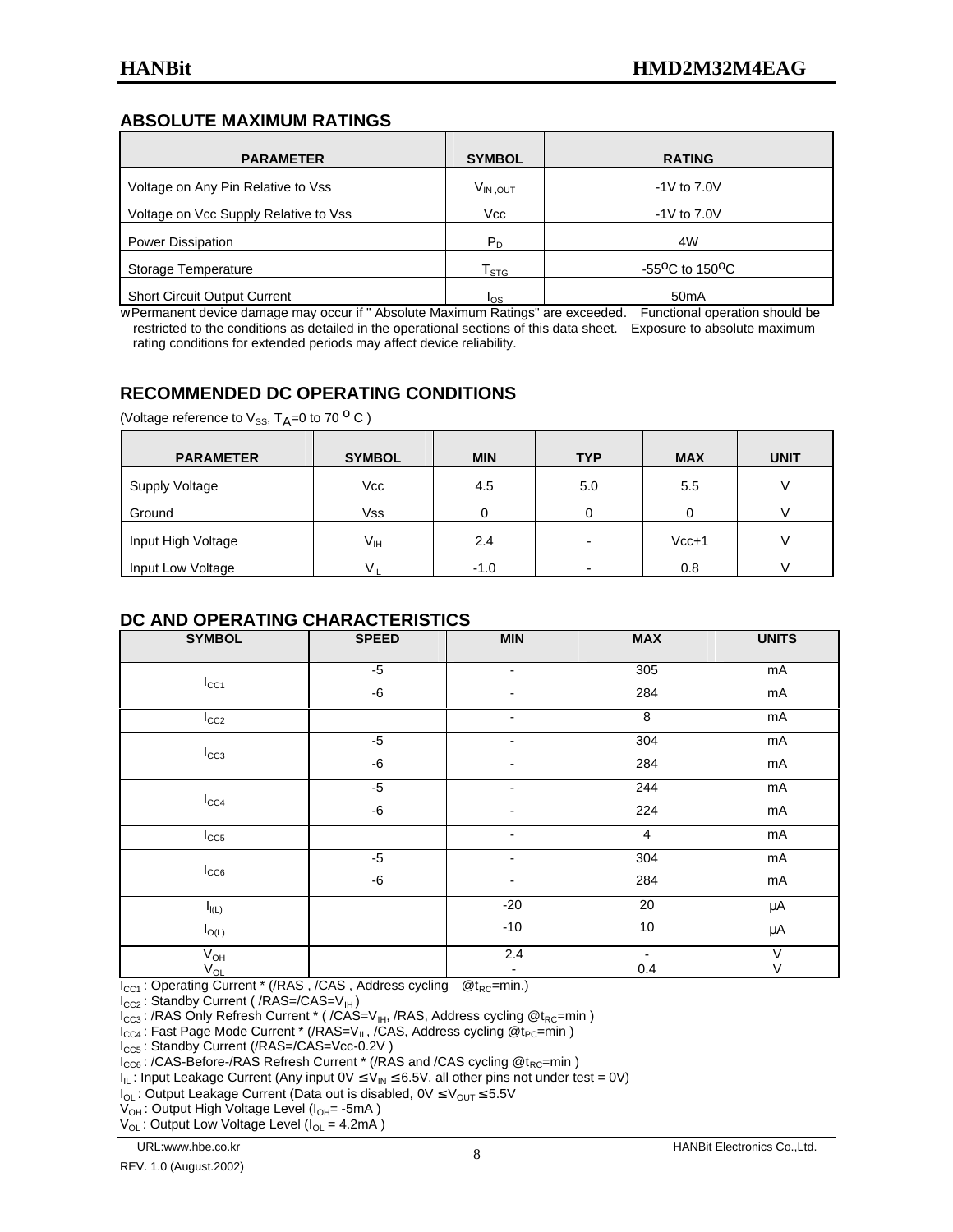## ABSOLUTE MAXIMUM RATINGS

| PARAMETER | SYMBOL | RATING |
|---|---|---|
| Voltage on Any Pin Relative to Vss | $V_{IN,OUT}$ | -1V to 7.0V |
| Voltage on Vcc Supply Relative to Vss | Vcc | -1V to 7.0V |
| Power Dissipation | $P_D$ | 4W |
| Storage Temperature | $T_{STG}$ | -55°C to 150°C |
| Short Circuit Output Current | $I_{OS}$ | 50mA |

w Permanent device damage may occur if " Absolute Maximum Ratings" are exceeded. Functional operation should be restricted to the conditions as detailed in the operational sections of this data sheet. Exposure to absolute maximum rating conditions for extended periods may affect device reliability.

## RECOMMENDED DC OPERATING CONDITIONS

(Voltage reference to $V_{SS}$, $T_A$=0 to 70 °C )

| PARAMETER | SYMBOL | MIN | TYP | MAX | UNIT |
|---|---|---|---|---|---|
| Supply Voltage | Vcc | 4.5 | 5.0 | 5.5 | V |
| Ground | Vss | 0 | 0 | 0 | V |
| Input High Voltage | $V_{IH}$ | 2.4 | - | Vcc+1 | V |
| Input Low Voltage | $V_{IL}$ | -1.0 | - | 0.8 | V |

## DC AND OPERATING CHARACTERISTICS

| SYMBOL | SPEED | MIN | MAX | UNITS |
|---|---|---|---|---|
| $I_{CC1}$ | -5 | - | 305 | mA |
| | -6 | - | 284 | mA |
| $I_{CC2}$ | | - | 8 | mA |
| $I_{CC3}$ | -5 | - | 304 | mA |
| | -6 | - | 284 | mA |
| $I_{CC4}$ | -5 | - | 244 | mA |
| | -6 | - | 224 | mA |
| $I_{CC5}$ | | - | 4 | mA |
| $I_{CC6}$ | -5 | - | 304 | mA |
| | -6 | - | 284 | mA |
| $I_{I(L)}$ | | -20 | 20 | µA |
| $I_{O(L)}$ | | -10 | 10 | µA |
| $V_{OH}$ | | 2.4 | - | V |
| $V_{OL}$ | | - | 0.4 | V |

$I_{CC1}$ : Operating Current * (/RAS , /CAS , Address cycling @$t_{RC}$=min.)

$I_{CC2}$ : Standby Current ( /RAS=/CAS=$V_{IH}$ )

$I_{CC3}$ : /RAS Only Refresh Current * ( /CAS=$V_{IH}$, /RAS, Address cycling @$t_{RC}$=min )

$I_{CC4}$ : Fast Page Mode Current * (/RAS=$V_{IL}$, /CAS, Address cycling @$t_{PC}$=min )

$I_{CC5}$ : Standby Current (/RAS=/CAS=Vcc-0.2V )

$I_{CC6}$ : /CAS-Before-/RAS Refresh Current * (/RAS and /CAS cycling @$t_{RC}$=min )

$I_{IL}$ : Input Leakage Current (Any input 0V ≤ $V_{IN}$ ≤ 6.5V, all other pins not under test = 0V)

$I_{OL}$ : Output Leakage Current (Data out is disabled, 0V ≤ $V_{OUT}$ ≤ 5.5V

$V_{OH}$ : Output High Voltage Level ($I_{OH}$= -5mA )

$V_{OL}$ : Output Low Voltage Level ($I_{OL}$ = 4.2mA )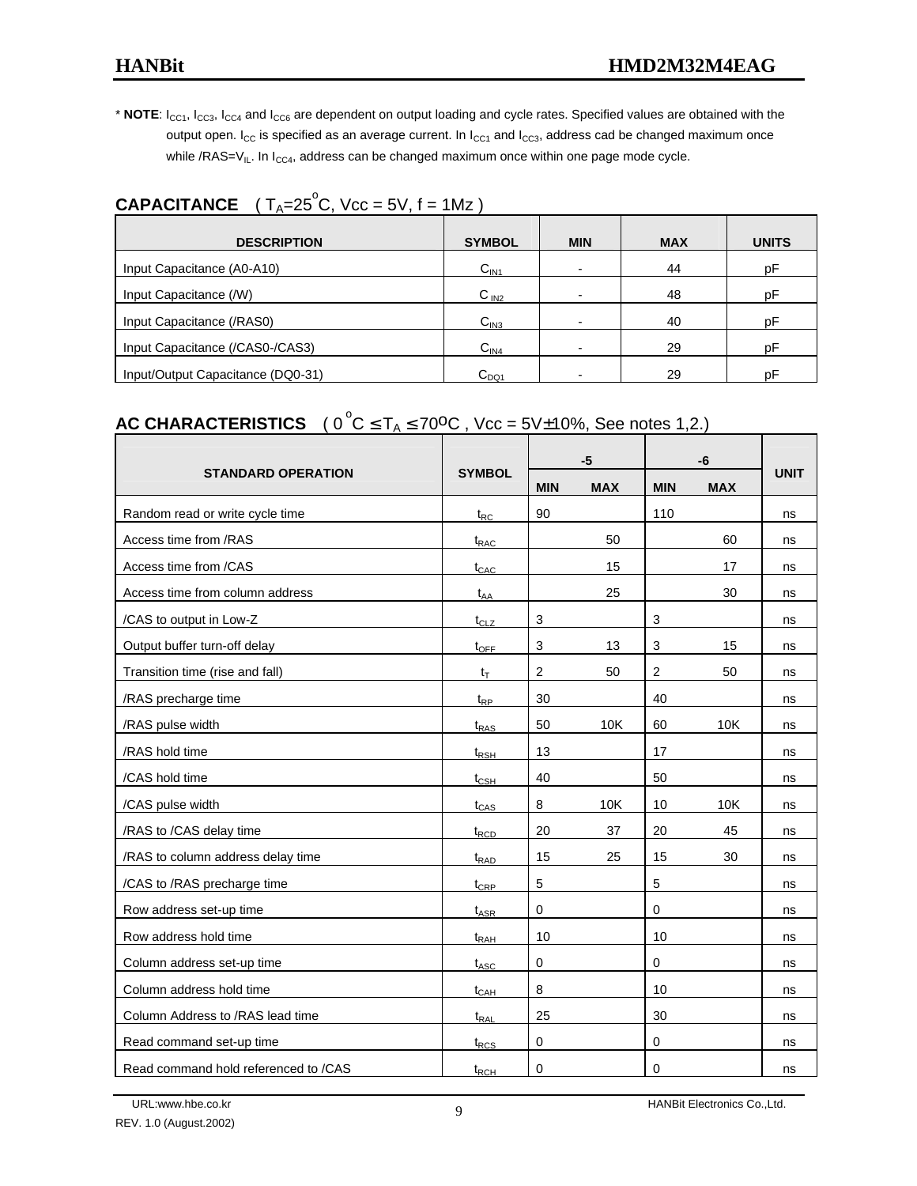* **NOTE**: $I_{CC1}$, $I_{CC3}$, $I_{CC4}$ and $I_{CC6}$ are dependent on output loading and cycle rates. Specified values are obtained with the output open. $I_{CC}$ is specified as an average current. In $I_{CC1}$ and $I_{CC3}$, address cad be changed maximum once while /RAS=$V_{IL}$. In $I_{CC4}$, address can be changed maximum once within one page mode cycle.

## CAPACITANCE ( $T_A$=25$^o$C, Vcc = 5V, f = 1Mz )

| DESCRIPTION | SYMBOL | MIN | MAX | UNITS |
|---|---|---|---|---|
| Input Capacitance (A0-A10) | $C_{IN1}$ | - | 44 | pF |
| Input Capacitance (/W) | $C_{IN2}$ | - | 48 | pF |
| Input Capacitance (/RAS0) | $C_{IN3}$ | - | 40 | pF |
| Input Capacitance (/CAS0-/CAS3) | $C_{IN4}$ | - | 29 | pF |
| Input/Output Capacitance (DQ0-31) | $C_{DQ1}$ | - | 29 | pF |

## AC CHARACTERISTICS ( 0$^o$C ≤ $T_A$ ≤ 70$^o$C , Vcc = 5V±10%, See notes 1,2.)

| STANDARD OPERATION | SYMBOL | -5 | | -6 | | UNIT |
|---|---|---|---|---|---|---|
| | | MIN | MAX | MIN | MAX | |
| Random read or write cycle time | $t_{RC}$ | 90 | | 110 | | ns |
| Access time from /RAS | $t_{RAC}$ | | 50 | | 60 | ns |
| Access time from /CAS | $t_{CAC}$ | | 15 | | 17 | ns |
| Access time from column address | $t_{AA}$ | | 25 | | 30 | ns |
| /CAS to output in Low-Z | $t_{CLZ}$ | 3 | | 3 | | ns |
| Output buffer turn-off delay | $t_{OFF}$ | 3 | 13 | 3 | 15 | ns |
| Transition time (rise and fall) | $t_T$ | 2 | 50 | 2 | 50 | ns |
| /RAS precharge time | $t_{RP}$ | 30 | | 40 | | ns |
| /RAS pulse width | $t_{RAS}$ | 50 | 10K | 60 | 10K | ns |
| /RAS hold time | $t_{RSH}$ | 13 | | 17 | | ns |
| /CAS hold time | $t_{CSH}$ | 40 | | 50 | | ns |
| /CAS pulse width | $t_{CAS}$ | 8 | 10K | 10 | 10K | ns |
| /RAS to /CAS delay time | $t_{RCD}$ | 20 | 37 | 20 | 45 | ns |
| /RAS to column address delay time | $t_{RAD}$ | 15 | 25 | 15 | 30 | ns |
| /CAS to /RAS precharge time | $t_{CRP}$ | 5 | | 5 | | ns |
| Row address set-up time | $t_{ASR}$ | 0 | | 0 | | ns |
| Row address hold time | $t_{RAH}$ | 10 | | 10 | | ns |
| Column address set-up time | $t_{ASC}$ | 0 | | 0 | | ns |
| Column address hold time | $t_{CAH}$ | 8 | | 10 | | ns |
| Column Address to /RAS lead time | $t_{RAL}$ | 25 | | 30 | | ns |
| Read command set-up time | $t_{RCS}$ | 0 | | 0 | | ns |
| Read command hold referenced to /CAS | $t_{RCH}$ | 0 | | 0 | | ns |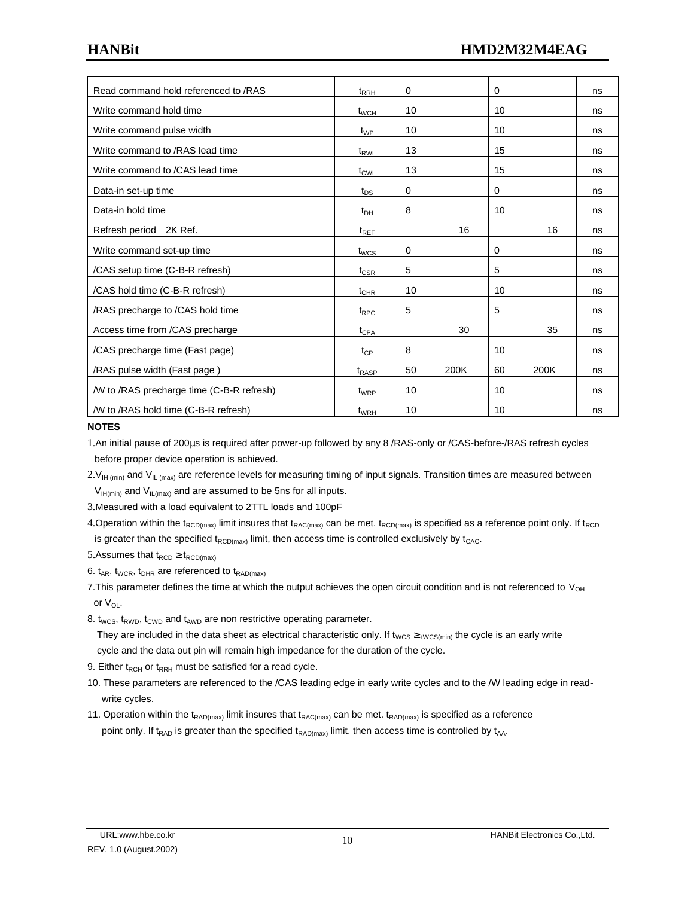| Read command hold referenced to /RAS | $t_{RRH}$ | 0 | | 0 | | ns |
|---|---|---|---|---|---|---|
| Write command hold time | $t_{WCH}$ | 10 | | 10 | | ns |
| Write command pulse width | $t_{WP}$ | 10 | | 10 | | ns |
| Write command to /RAS lead time | $t_{RWL}$ | 13 | | 15 | | ns |
| Write command to /CAS lead time | $t_{CWL}$ | 13 | | 15 | | ns |
| Data-in set-up time | $t_{DS}$ | 0 | | 0 | | ns |
| Data-in hold time | $t_{DH}$ | 8 | | 10 | | ns |
| Refresh period 2K Ref. | $t_{REF}$ | | 16 | | 16 | ns |
| Write command set-up time | $t_{WCS}$ | 0 | | 0 | | ns |
| /CAS setup time (C-B-R refresh) | $t_{CSR}$ | 5 | | 5 | | ns |
| /CAS hold time (C-B-R refresh) | $t_{CHR}$ | 10 | | 10 | | ns |
| /RAS precharge to /CAS hold time | $t_{RPC}$ | 5 | | 5 | | ns |
| Access time from /CAS precharge | $t_{CPA}$ | | 30 | | 35 | ns |
| /CAS precharge time (Fast page) | $t_{CP}$ | 8 | | 10 | | ns |
| /RAS pulse width (Fast page ) | $t_{RASP}$ | 50 | 200K | 60 | 200K | ns |
| /W to /RAS precharge time (C-B-R refresh) | $t_{WRP}$ | 10 | | 10 | | ns |
| /W to /RAS hold time (C-B-R refresh) | $t_{WRH}$ | 10 | | 10 | | ns |

**NOTES**

1. An initial pause of 200μs is required after power-up followed by any 8 /RAS-only or /CAS-before-/RAS refresh cycles before proper device operation is achieved.
2. $V_{IH(min)}$ and $V_{IL(max)}$ are reference levels for measuring timing of input signals. Transition times are measured between $V_{IH(min)}$ and $V_{IL(max)}$ and are assumed to be 5ns for all inputs.
3. Measured with a load equivalent to 2TTL loads and 100pF
4. Operation within the $t_{RCD(max)}$ limit insures that $t_{RAC(max)}$ can be met. $t_{RCD(max)}$ is specified as a reference point only. If $t_{RCD}$ is greater than the specified $t_{RCD(max)}$ limit, then access time is controlled exclusively by $t_{CAC}$.
5. Assumes that $t_{RCD} \geq t_{RCD(max)}$
6. $t_{AR}$, $t_{WCR}$, $t_{DHR}$ are referenced to $t_{RAD(max)}$
7. This parameter defines the time at which the output achieves the open circuit condition and is not referenced to $V_{OH}$ or $V_{OL}$.
8. $t_{WCS}$, $t_{RWD}$, $t_{CWD}$ and $t_{AWD}$ are non restrictive operating parameter. They are included in the data sheet as electrical characteristic only. If $t_{WCS} \geq t_{WCS(min)}$ the cycle is an early write cycle and the data out pin will remain high impedance for the duration of the cycle.
9. Either $t_{RCH}$ or $t_{RRH}$ must be satisfied for a read cycle.
10. These parameters are referenced to the /CAS leading edge in early write cycles and to the /W leading edge in read-write cycles.
11. Operation within the $t_{RAD(max)}$ limit insures that $t_{RAC(max)}$ can be met. $t_{RAD(max)}$ is specified as a reference point only. If $t_{RAD}$ is greater than the specified $t_{RAD(max)}$ limit. then access time is controlled by $t_{AA}$.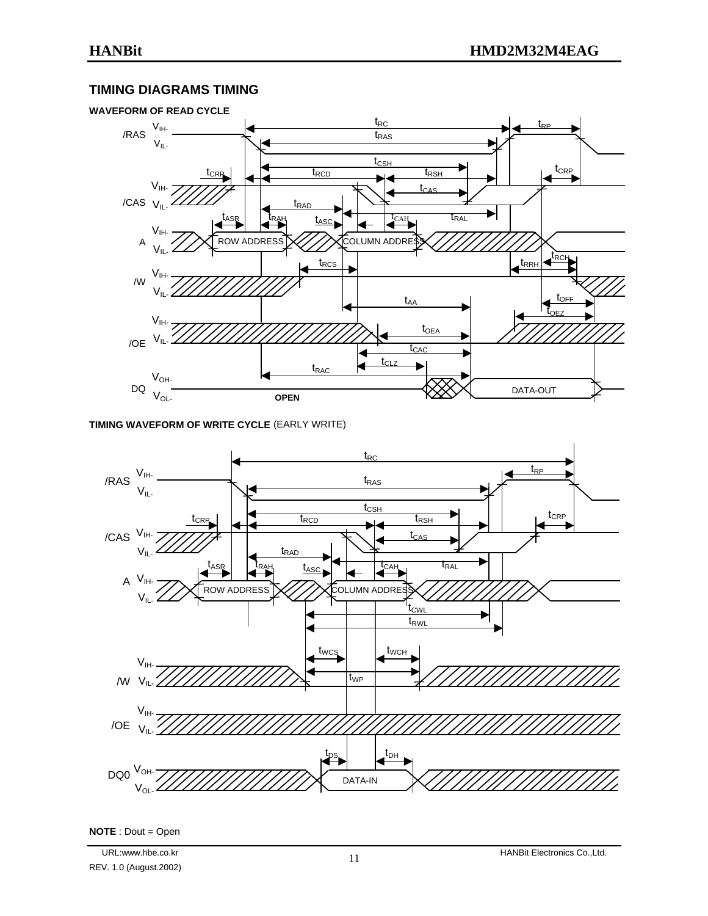## TIMING DIAGRAMS TIMING

**WAVEFORM OF READ CYCLE**

/RAS $V_{IH-}$ $V_{IL-}$

$t_{RC}$ $t_{RP}$ $t_{RAS}$

$t_{CSH}$ $t_{CRP}$ $t_{RCD}$ $t_{RSH}$ $t_{CRP}$

/CAS $V_{IH-}$ $V_{IL-}$

$t_{CAS}$ $t_{RAD}$ $t_{ASR}$ $t_{RAH}$ $t_{ASC}$ $t_{CAH}$ $t_{RAL}$

A $V_{IH-}$ $V_{IL-}$ ROW ADDRESS COLUMN ADDRESS

$t_{RCH}$ $t_{RCS}$ $t_{RRH}$

/W $V_{IH-}$ $V_{IL-}$

$t_{AA}$ $t_{OFF}$ $t_{OEZ}$

/OE $V_{IH-}$ $V_{IL-}$

$t_{OEA}$ $t_{CAC}$ $t_{CLZ}$ $t_{RAC}$

DQ $V_{OH-}$ $V_{OL-}$ **OPEN** DATA-OUT

**TIMING WAVEFORM OF WRITE CYCLE** (EARLY WRITE)

/RAS $V_{IH-}$ $V_{IL-}$

$t_{RC}$ $t_{RP}$ $t_{RAS}$

$t_{CSH}$ $t_{CRP}$ $t_{RCD}$ $t_{RSH}$ $t_{CRP}$

/CAS $V_{IH-}$ $V_{IL-}$

$t_{CAS}$ $t_{RAD}$ $t_{ASR}$ $t_{RAH}$ $t_{ASC}$ $t_{CAH}$ $t_{RAL}$

A $V_{IH-}$ $V_{IL-}$ ROW ADDRESS COLUMN ADDRESS

$t_{CWL}$ $t_{RWL}$

$t_{WCS}$ $t_{WCH}$ $t_{WP}$

/W $V_{IH-}$ $V_{IL-}$

/OE $V_{IH-}$ $V_{IL-}$

$t_{DS}$ $t_{DH}$

DQ0 $V_{OH-}$ $V_{OL-}$ DATA-IN

**NOTE** : Dout = Open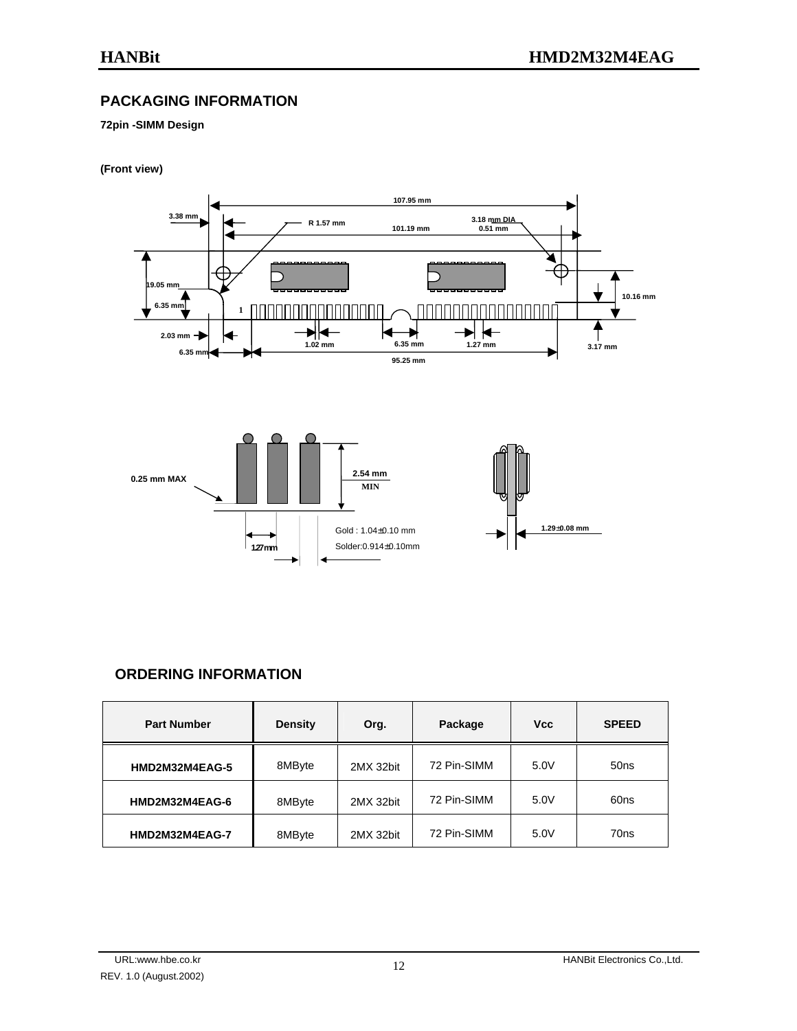## PACKAGING INFORMATION

**72pin -SIMM Design**

**(Front view)**

107.95 mm
3.38 mm
R 1.57 mm
3.18 mm DIA
101.19 mm
0.51 mm
19.05 mm
6.35 mm
1
10.16 mm
2.03 mm
1.02 mm
6.35 mm
1.27 mm
3.17 mm
6.35 mm
95.25 mm

0.25 mm MAX
2.54 mm
MIN
Gold : 1.04±0.10 mm
Solder:0.914±0.10mm
1.27mm
1.29±0.08 mm

## ORDERING INFORMATION

| Part Number | Density | Org. | Package | Vcc | SPEED |
|---|---|---|---|---|---|
| **HMD2M32M4EAG-5** | 8MByte | 2MX 32bit | 72 Pin-SIMM | 5.0V | 50ns |
| **HMD2M32M4EAG-6** | 8MByte | 2MX 32bit | 72 Pin-SIMM | 5.0V | 60ns |
| **HMD2M32M4EAG-7** | 8MByte | 2MX 32bit | 72 Pin-SIMM | 5.0V | 70ns |